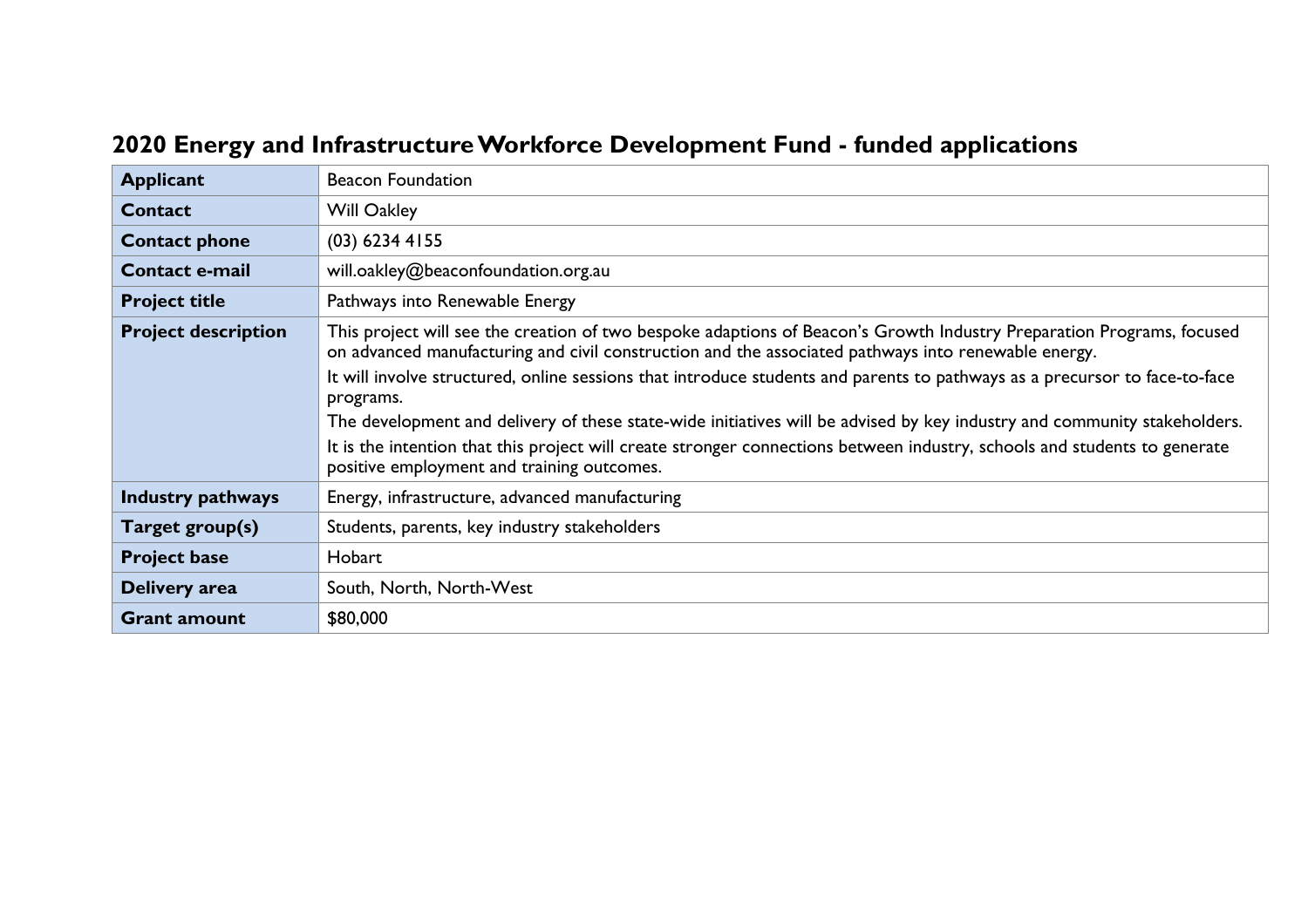# 2020 Energy and Infrastructure Workforce Development Fund - funded applications

| **Applicant** | Beacon Foundation |
|---|---|
| **Contact** | Will Oakley |
| **Contact phone** | (03) 6234 4155 |
| **Contact e-mail** | will.oakley@beaconfoundation.org.au |
| **Project title** | Pathways into Renewable Energy |
| **Project description** | This project will see the creation of two bespoke adaptions of Beacon's Growth Industry Preparation Programs, focused on advanced manufacturing and civil construction and the associated pathways into renewable energy.<br>It will involve structured, online sessions that introduce students and parents to pathways as a precursor to face-to-face programs.<br>The development and delivery of these state-wide initiatives will be advised by key industry and community stakeholders.<br>It is the intention that this project will create stronger connections between industry, schools and students to generate positive employment and training outcomes. |
| **Industry pathways** | Energy, infrastructure, advanced manufacturing |
| **Target group(s)** | Students, parents, key industry stakeholders |
| **Project base** | Hobart |
| **Delivery area** | South, North, North-West |
| **Grant amount** | $80,000 |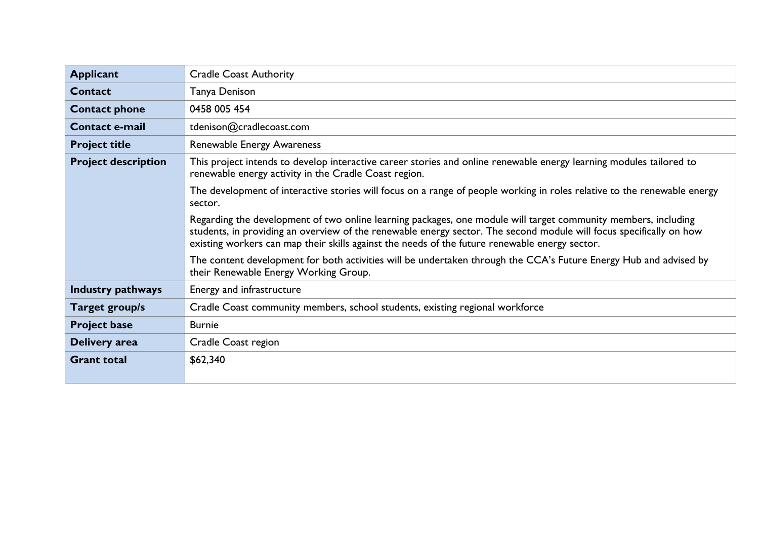| **Applicant** | Cradle Coast Authority |
|---|---|
| **Contact** | Tanya Denison |
| **Contact phone** | 0458 005 454 |
| **Contact e-mail** | tdenison@cradlecoast.com |
| **Project title** | Renewable Energy Awareness |
| **Project description** | This project intends to develop interactive career stories and online renewable energy learning modules tailored to renewable energy activity in the Cradle Coast region.<br><br>The development of interactive stories will focus on a range of people working in roles relative to the renewable energy sector.<br><br>Regarding the development of two online learning packages, one module will target community members, including students, in providing an overview of the renewable energy sector. The second module will focus specifically on how existing workers can map their skills against the needs of the future renewable energy sector.<br><br>The content development for both activities will be undertaken through the CCA's Future Energy Hub and advised by their Renewable Energy Working Group. |
| **Industry pathways** | Energy and infrastructure |
| **Target group/s** | Cradle Coast community members, school students, existing regional workforce |
| **Project base** | Burnie |
| **Delivery area** | Cradle Coast region |
| **Grant total** | $62,340 |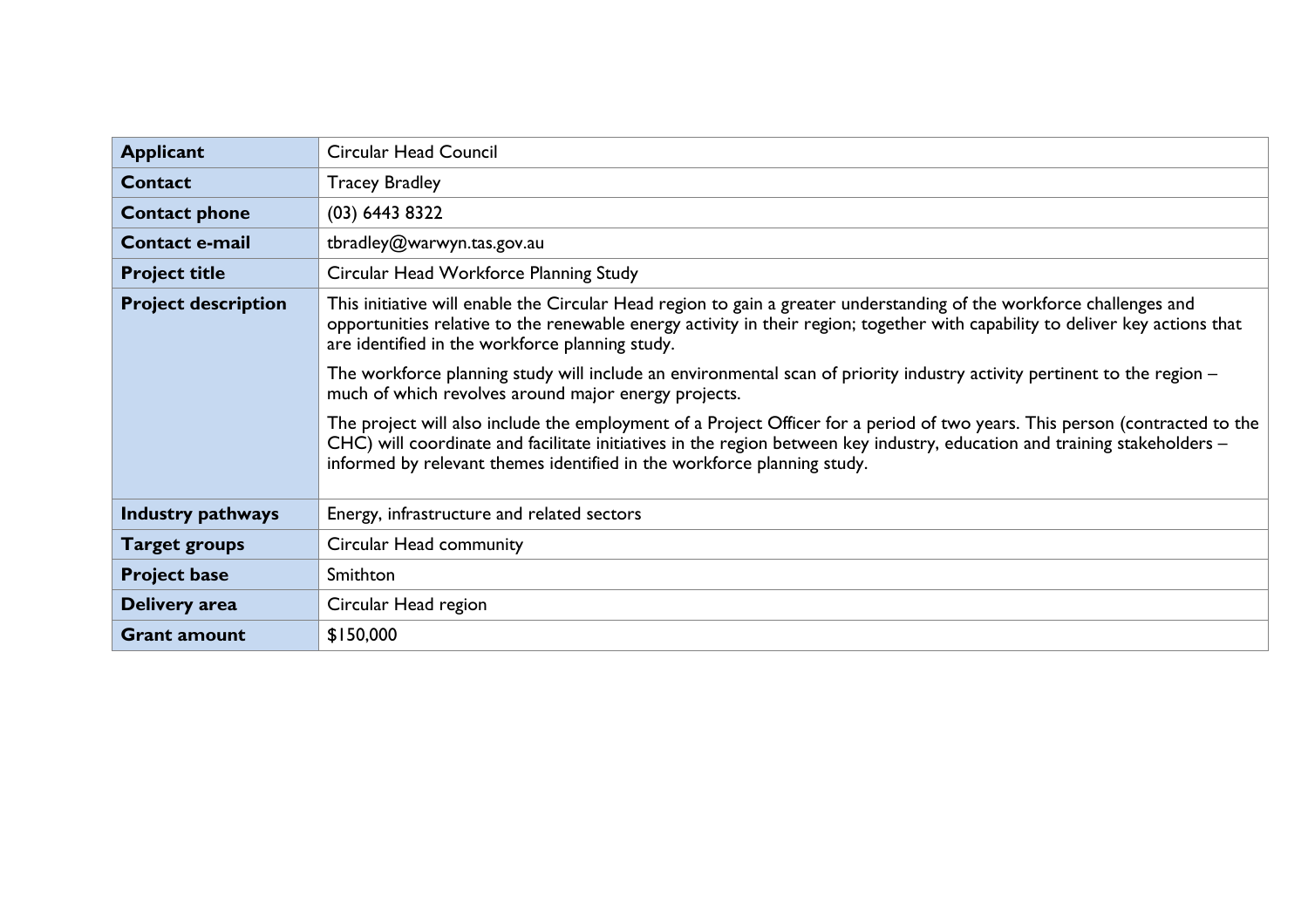| Applicant | Circular Head Council |
|---|---|
| **Contact** | Tracey Bradley |
| **Contact phone** | (03) 6443 8322 |
| **Contact e-mail** | tbradley@warwyn.tas.gov.au |
| **Project title** | Circular Head Workforce Planning Study |
| **Project description** | This initiative will enable the Circular Head region to gain a greater understanding of the workforce challenges and opportunities relative to the renewable energy activity in their region; together with capability to deliver key actions that are identified in the workforce planning study.<br><br>The workforce planning study will include an environmental scan of priority industry activity pertinent to the region – much of which revolves around major energy projects.<br><br>The project will also include the employment of a Project Officer for a period of two years. This person (contracted to the CHC) will coordinate and facilitate initiatives in the region between key industry, education and training stakeholders – informed by relevant themes identified in the workforce planning study. |
| **Industry pathways** | Energy, infrastructure and related sectors |
| **Target groups** | Circular Head community |
| **Project base** | Smithton |
| **Delivery area** | Circular Head region |
| **Grant amount** | $150,000 |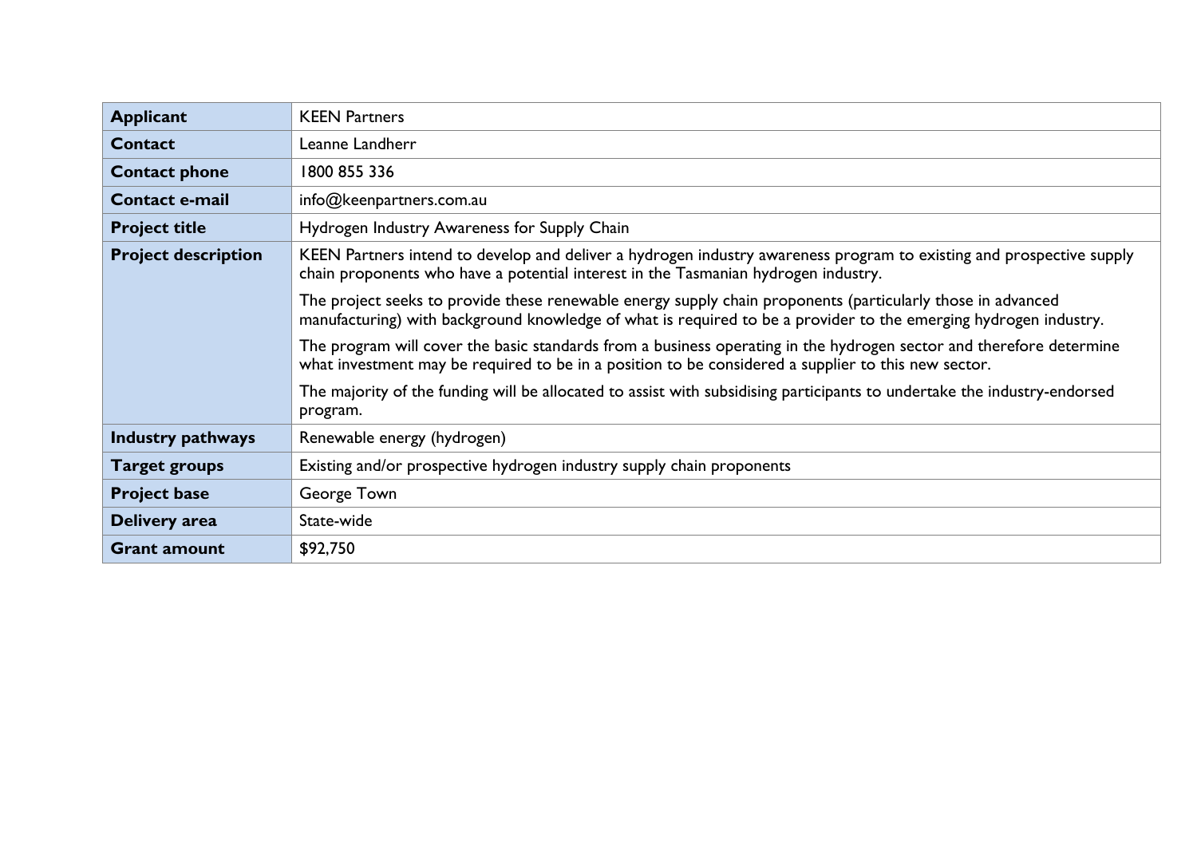| | |
|---|---|
| **Applicant** | KEEN Partners |
| **Contact** | Leanne Landherr |
| **Contact phone** | 1800 855 336 |
| **Contact e-mail** | info@keenpartners.com.au |
| **Project title** | Hydrogen Industry Awareness for Supply Chain |
| **Project description** | KEEN Partners intend to develop and deliver a hydrogen industry awareness program to existing and prospective supply chain proponents who have a potential interest in the Tasmanian hydrogen industry.<br><br>The project seeks to provide these renewable energy supply chain proponents (particularly those in advanced manufacturing) with background knowledge of what is required to be a provider to the emerging hydrogen industry.<br><br>The program will cover the basic standards from a business operating in the hydrogen sector and therefore determine what investment may be required to be in a position to be considered a supplier to this new sector.<br><br>The majority of the funding will be allocated to assist with subsidising participants to undertake the industry-endorsed program. |
| **Industry pathways** | Renewable energy (hydrogen) |
| **Target groups** | Existing and/or prospective hydrogen industry supply chain proponents |
| **Project base** | George Town |
| **Delivery area** | State-wide |
| **Grant amount** | $92,750 |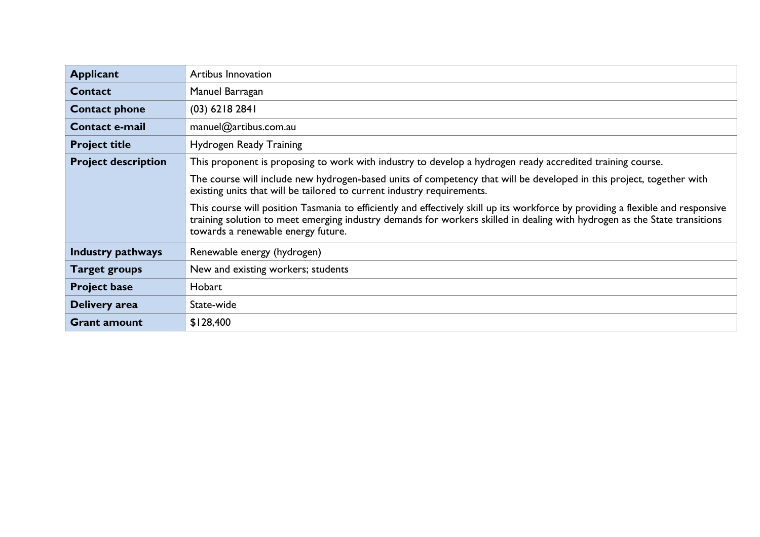| | |
|---|---|
| **Applicant** | Artibus Innovation |
| **Contact** | Manuel Barragan |
| **Contact phone** | (03) 6218 2841 |
| **Contact e-mail** | manuel@artibus.com.au |
| **Project title** | Hydrogen Ready Training |
| **Project description** | This proponent is proposing to work with industry to develop a hydrogen ready accredited training course.<br><br>The course will include new hydrogen-based units of competency that will be developed in this project, together with existing units that will be tailored to current industry requirements.<br><br>This course will position Tasmania to efficiently and effectively skill up its workforce by providing a flexible and responsive training solution to meet emerging industry demands for workers skilled in dealing with hydrogen as the State transitions towards a renewable energy future. |
| **Industry pathways** | Renewable energy (hydrogen) |
| **Target groups** | New and existing workers; students |
| **Project base** | Hobart |
| **Delivery area** | State-wide |
| **Grant amount** | $128,400 |